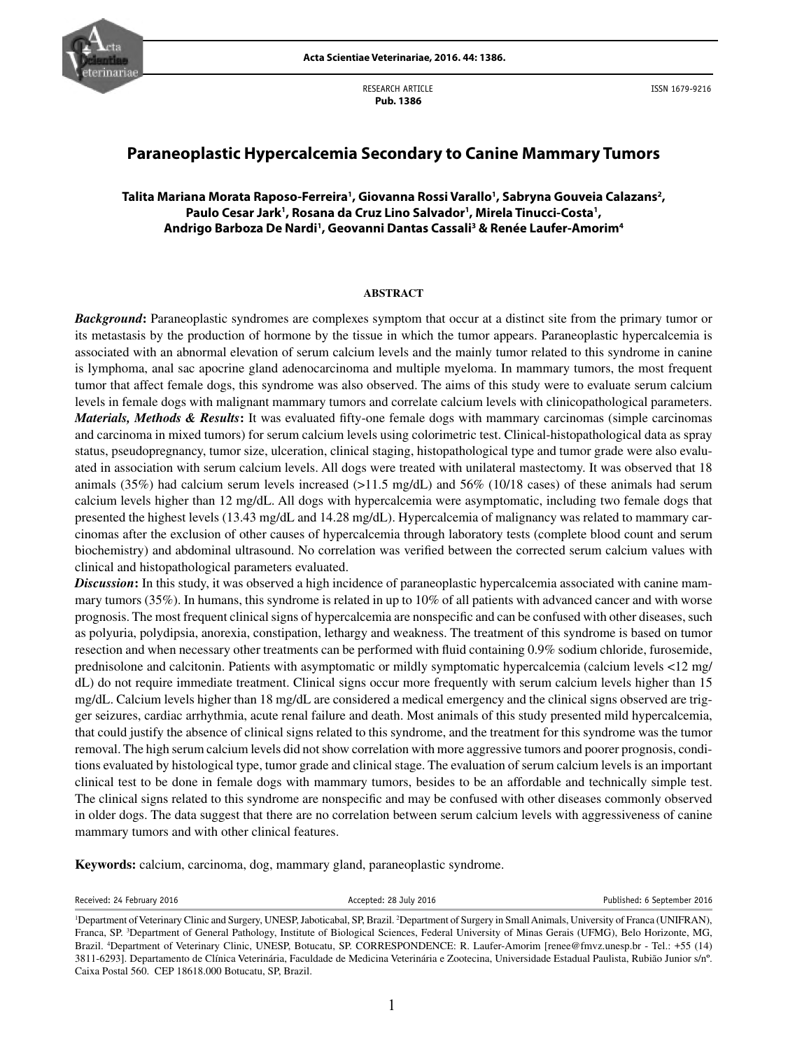RESEARCH ARTICLE
**Pub. 1386**

ISSN 1679-9216

# Paraneoplastic Hypercalcemia Secondary to Canine Mammary Tumors

**Talita Mariana Morata Raposo-Ferreira[1], Giovanna Rossi Varallo[1], Sabryna Gouveia Calazans[2], Paulo Cesar Jark[1], Rosana da Cruz Lino Salvador[1], Mirela Tinucci-Costa[1], Andrigo Barboza De Nardi[1], Geovanni Dantas Cassali[3] & Renée Laufer-Amorim[4]**

## ABSTRACT

***Background*:** Paraneoplastic syndromes are complexes symptom that occur at a distinct site from the primary tumor or its metastasis by the production of hormone by the tissue in which the tumor appears. Paraneoplastic hypercalcemia is associated with an abnormal elevation of serum calcium levels and the mainly tumor related to this syndrome in canine is lymphoma, anal sac apocrine gland adenocarcinoma and multiple myeloma. In mammary tumors, the most frequent tumor that affect female dogs, this syndrome was also observed. The aims of this study were to evaluate serum calcium levels in female dogs with malignant mammary tumors and correlate calcium levels with clinicopathological parameters.

***Materials, Methods & Results*:** It was evaluated fifty-one female dogs with mammary carcinomas (simple carcinomas and carcinoma in mixed tumors) for serum calcium levels using colorimetric test. Clinical-histopathological data as spray status, pseudopregnancy, tumor size, ulceration, clinical staging, histopathological type and tumor grade were also evaluated in association with serum calcium levels. All dogs were treated with unilateral mastectomy. It was observed that 18 animals (35%) had calcium serum levels increased (>11.5 mg/dL) and 56% (10/18 cases) of these animals had serum calcium levels higher than 12 mg/dL. All dogs with hypercalcemia were asymptomatic, including two female dogs that presented the highest levels (13.43 mg/dL and 14.28 mg/dL). Hypercalcemia of malignancy was related to mammary carcinomas after the exclusion of other causes of hypercalcemia through laboratory tests (complete blood count and serum biochemistry) and abdominal ultrasound. No correlation was verified between the corrected serum calcium values with clinical and histopathological parameters evaluated.

***Discussion*:** In this study, it was observed a high incidence of paraneoplastic hypercalcemia associated with canine mammary tumors (35%). In humans, this syndrome is related in up to 10% of all patients with advanced cancer and with worse prognosis. The most frequent clinical signs of hypercalcemia are nonspecific and can be confused with other diseases, such as polyuria, polydipsia, anorexia, constipation, lethargy and weakness. The treatment of this syndrome is based on tumor resection and when necessary other treatments can be performed with fluid containing 0.9% sodium chloride, furosemide, prednisolone and calcitonin. Patients with asymptomatic or mildly symptomatic hypercalcemia (calcium levels <12 mg/dL) do not require immediate treatment. Clinical signs occur more frequently with serum calcium levels higher than 15 mg/dL. Calcium levels higher than 18 mg/dL are considered a medical emergency and the clinical signs observed are trigger seizures, cardiac arrhythmia, acute renal failure and death. Most animals of this study presented mild hypercalcemia, that could justify the absence of clinical signs related to this syndrome, and the treatment for this syndrome was the tumor removal. The high serum calcium levels did not show correlation with more aggressive tumors and poorer prognosis, conditions evaluated by histological type, tumor grade and clinical stage. The evaluation of serum calcium levels is an important clinical test to be done in female dogs with mammary tumors, besides to be an affordable and technically simple test. The clinical signs related to this syndrome are nonspecific and may be confused with other diseases commonly observed in older dogs. The data suggest that there are no correlation between serum calcium levels with aggressiveness of canine mammary tumors and with other clinical features.

**Keywords:** calcium, carcinoma, dog, mammary gland, paraneoplastic syndrome.

Received: 24 February 2016 | Accepted: 28 July 2016 | Published: 6 September 2016

[1]Department of Veterinary Clinic and Surgery, UNESP, Jaboticabal, SP, Brazil. [2]Department of Surgery in Small Animals, University of Franca (UNIFRAN), Franca, SP. [3]Department of General Pathology, Institute of Biological Sciences, Federal University of Minas Gerais (UFMG), Belo Horizonte, MG, Brazil. [4]Department of Veterinary Clinic, UNESP, Botucatu, SP. CORRESPONDENCE: R. Laufer-Amorim [renee@fmvz.unesp.br - Tel.: +55 (14) 3811-6293]. Departamento de Clínica Veterinária, Faculdade de Medicina Veterinária e Zootecina, Universidade Estadual Paulista, Rubião Junior s/nº. Caixa Postal 560. CEP 18618.000 Botucatu, SP, Brazil.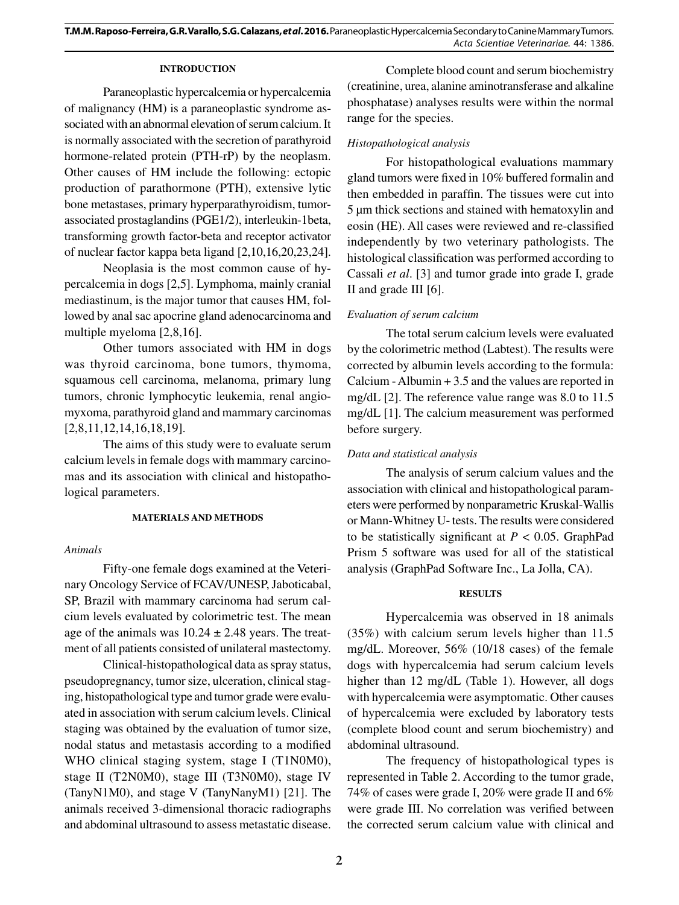## INTRODUCTION

Paraneoplastic hypercalcemia or hypercalcemia of malignancy (HM) is a paraneoplastic syndrome associated with an abnormal elevation of serum calcium. It is normally associated with the secretion of parathyroid hormone-related protein (PTH-rP) by the neoplasm. Other causes of HM include the following: ectopic production of parathormone (PTH), extensive lytic bone metastases, primary hyperparathyroidism, tumor-associated prostaglandins (PGE1/2), interleukin-1beta, transforming growth factor-beta and receptor activator of nuclear factor kappa beta ligand [2,10,16,20,23,24].

Neoplasia is the most common cause of hypercalcemia in dogs [2,5]. Lymphoma, mainly cranial mediastinum, is the major tumor that causes HM, followed by anal sac apocrine gland adenocarcinoma and multiple myeloma [2,8,16].

Other tumors associated with HM in dogs was thyroid carcinoma, bone tumors, thymoma, squamous cell carcinoma, melanoma, primary lung tumors, chronic lymphocytic leukemia, renal angiomyxoma, parathyroid gland and mammary carcinomas [2,8,11,12,14,16,18,19].

The aims of this study were to evaluate serum calcium levels in female dogs with mammary carcinomas and its association with clinical and histopathological parameters.

## MATERIALS AND METHODS

### *Animals*

Fifty-one female dogs examined at the Veterinary Oncology Service of FCAV/UNESP, Jaboticabal, SP, Brazil with mammary carcinoma had serum calcium levels evaluated by colorimetric test. The mean age of the animals was $10.24 \pm 2.48$ years. The treatment of all patients consisted of unilateral mastectomy.

Clinical-histopathological data as spray status, pseudopregnancy, tumor size, ulceration, clinical staging, histopathological type and tumor grade were evaluated in association with serum calcium levels. Clinical staging was obtained by the evaluation of tumor size, nodal status and metastasis according to a modified WHO clinical staging system, stage I (T1N0M0), stage II (T2N0M0), stage III (T3N0M0), stage IV (TanyN1M0), and stage V (TanyNanyM1) [21]. The animals received 3-dimensional thoracic radiographs and abdominal ultrasound to assess metastatic disease.

Complete blood count and serum biochemistry (creatinine, urea, alanine aminotransferase and alkaline phosphatase) analyses results were within the normal range for the species.

### *Histopathological analysis*

For histopathological evaluations mammary gland tumors were fixed in 10% buffered formalin and then embedded in paraffin. The tissues were cut into 5 μm thick sections and stained with hematoxylin and eosin (HE). All cases were reviewed and re-classified independently by two veterinary pathologists. The histological classification was performed according to Cassali *et al*. [3] and tumor grade into grade I, grade II and grade III [6].

### *Evaluation of serum calcium*

The total serum calcium levels were evaluated by the colorimetric method (Labtest). The results were corrected by albumin levels according to the formula: Calcium - Albumin + 3.5 and the values are reported in mg/dL [2]. The reference value range was 8.0 to 11.5 mg/dL [1]. The calcium measurement was performed before surgery.

### *Data and statistical analysis*

The analysis of serum calcium values and the association with clinical and histopathological parameters were performed by nonparametric Kruskal-Wallis or Mann-Whitney U- tests. The results were considered to be statistically significant at $P < 0.05$. GraphPad Prism 5 software was used for all of the statistical analysis (GraphPad Software Inc., La Jolla, CA).

## RESULTS

Hypercalcemia was observed in 18 animals (35%) with calcium serum levels higher than 11.5 mg/dL. Moreover, 56% (10/18 cases) of the female dogs with hypercalcemia had serum calcium levels higher than 12 mg/dL (Table 1). However, all dogs with hypercalcemia were asymptomatic. Other causes of hypercalcemia were excluded by laboratory tests (complete blood count and serum biochemistry) and abdominal ultrasound.

The frequency of histopathological types is represented in Table 2. According to the tumor grade, 74% of cases were grade I, 20% were grade II and 6% were grade III. No correlation was verified between the corrected serum calcium value with clinical and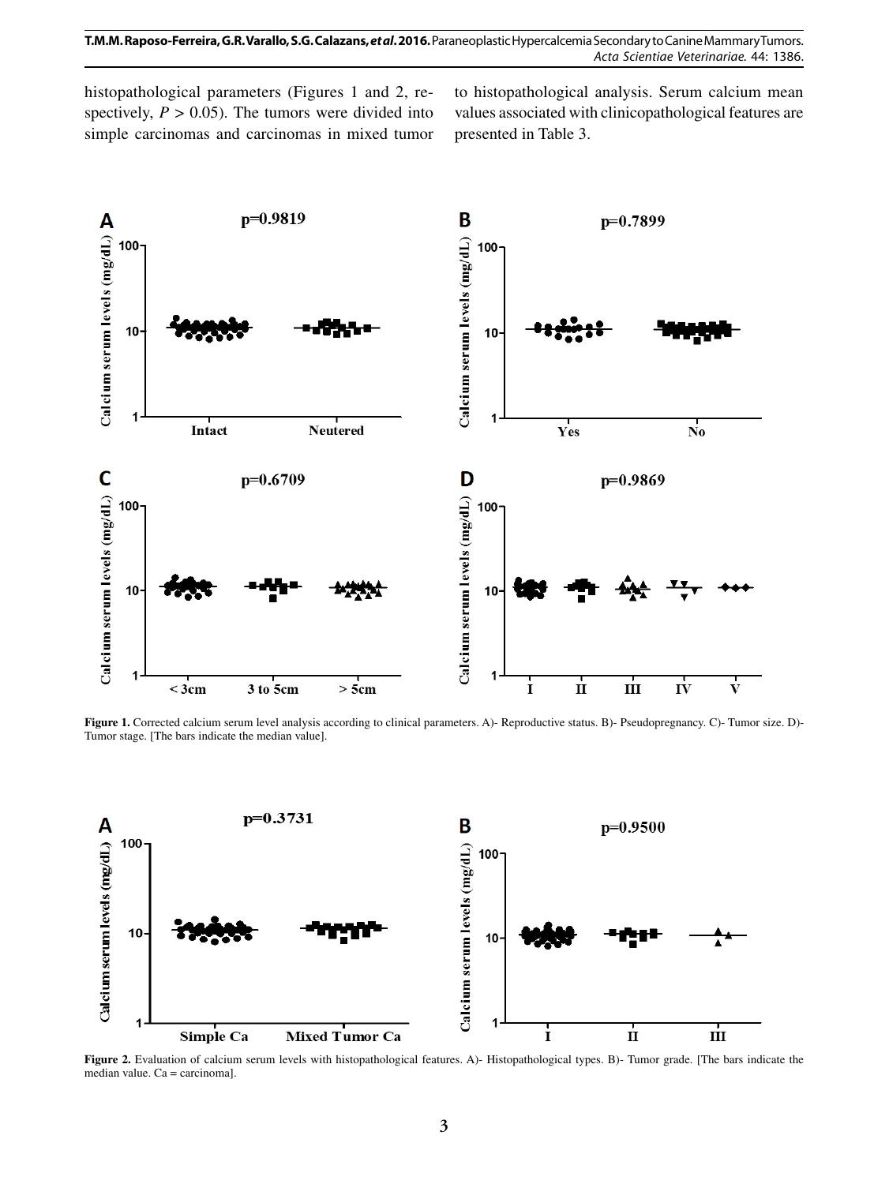histopathological parameters (Figures 1 and 2, respectively, $P > 0.05$). The tumors were divided into simple carcinomas and carcinomas in mixed tumor to histopathological analysis. Serum calcium mean values associated with clinicopathological features are presented in Table 3.

**Figure 1.** Corrected calcium serum level analysis according to clinical parameters. A)- Reproductive status. B)- Pseudopregnancy. C)- Tumor size. D)- Tumor stage. [The bars indicate the median value].

**Figure 2.** Evaluation of calcium serum levels with histopathological features. A)- Histopathological types. B)- Tumor grade. [The bars indicate the median value. Ca = carcinoma].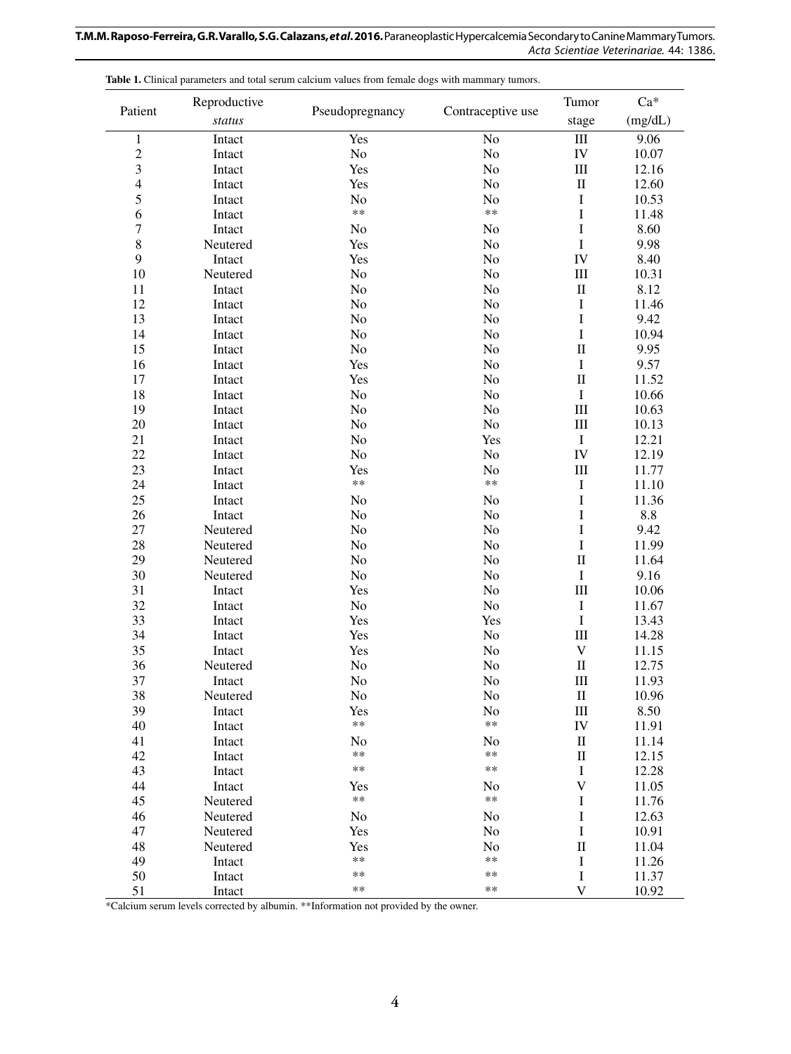**Table 1.** Clinical parameters and total serum calcium values from female dogs with mammary tumors.

| Patient | Reproductive *status* | Pseudopregnancy | Contraceptive use | Tumor stage | Ca* (mg/dL) |
|---|---|---|---|---|---|
| 1 | Intact | Yes | No | III | 9.06 |
| 2 | Intact | No | No | IV | 10.07 |
| 3 | Intact | Yes | No | III | 12.16 |
| 4 | Intact | Yes | No | II | 12.60 |
| 5 | Intact | No | No | I | 10.53 |
| 6 | Intact | ** | ** | I | 11.48 |
| 7 | Intact | No | No | I | 8.60 |
| 8 | Neutered | Yes | No | I | 9.98 |
| 9 | Intact | Yes | No | IV | 8.40 |
| 10 | Neutered | No | No | III | 10.31 |
| 11 | Intact | No | No | II | 8.12 |
| 12 | Intact | No | No | I | 11.46 |
| 13 | Intact | No | No | I | 9.42 |
| 14 | Intact | No | No | I | 10.94 |
| 15 | Intact | No | No | II | 9.95 |
| 16 | Intact | Yes | No | I | 9.57 |
| 17 | Intact | Yes | No | II | 11.52 |
| 18 | Intact | No | No | I | 10.66 |
| 19 | Intact | No | No | III | 10.63 |
| 20 | Intact | No | No | III | 10.13 |
| 21 | Intact | No | Yes | I | 12.21 |
| 22 | Intact | No | No | IV | 12.19 |
| 23 | Intact | Yes | No | III | 11.77 |
| 24 | Intact | ** | ** | I | 11.10 |
| 25 | Intact | No | No | I | 11.36 |
| 26 | Intact | No | No | I | 8.8 |
| 27 | Neutered | No | No | I | 9.42 |
| 28 | Neutered | No | No | I | 11.99 |
| 29 | Neutered | No | No | II | 11.64 |
| 30 | Neutered | No | No | I | 9.16 |
| 31 | Intact | Yes | No | III | 10.06 |
| 32 | Intact | No | No | I | 11.67 |
| 33 | Intact | Yes | Yes | I | 13.43 |
| 34 | Intact | Yes | No | III | 14.28 |
| 35 | Intact | Yes | No | V | 11.15 |
| 36 | Neutered | No | No | II | 12.75 |
| 37 | Intact | No | No | III | 11.93 |
| 38 | Neutered | No | No | II | 10.96 |
| 39 | Intact | Yes | No | III | 8.50 |
| 40 | Intact | ** | ** | IV | 11.91 |
| 41 | Intact | No | No | II | 11.14 |
| 42 | Intact | ** | ** | II | 12.15 |
| 43 | Intact | ** | ** | I | 12.28 |
| 44 | Intact | Yes | No | V | 11.05 |
| 45 | Neutered | ** | ** | I | 11.76 |
| 46 | Neutered | No | No | I | 12.63 |
| 47 | Neutered | Yes | No | I | 10.91 |
| 48 | Neutered | Yes | No | II | 11.04 |
| 49 | Intact | ** | ** | I | 11.26 |
| 50 | Intact | ** | ** | I | 11.37 |
| 51 | Intact | ** | ** | V | 10.92 |

*Calcium serum levels corrected by albumin. **Information not provided by the owner.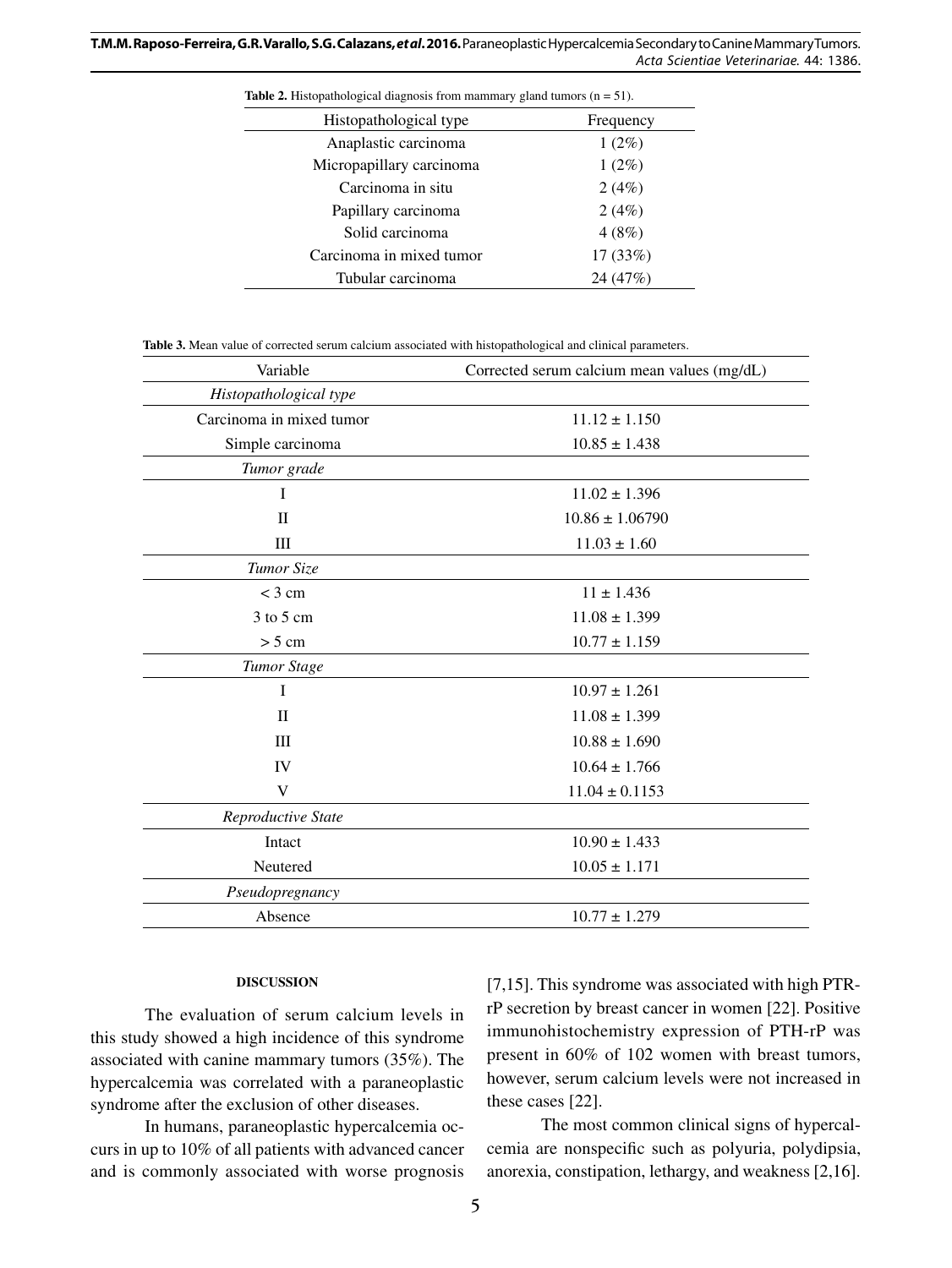**Table 2.** Histopathological diagnosis from mammary gland tumors (n = 51).

| Histopathological type | Frequency |
| --- | --- |
| Anaplastic carcinoma | 1 (2%) |
| Micropapillary carcinoma | 1 (2%) |
| Carcinoma in situ | 2 (4%) |
| Papillary carcinoma | 2 (4%) |
| Solid carcinoma | 4 (8%) |
| Carcinoma in mixed tumor | 17 (33%) |
| Tubular carcinoma | 24 (47%) |

**Table 3.** Mean value of corrected serum calcium associated with histopathological and clinical parameters.

| Variable | Corrected serum calcium mean values (mg/dL) |
| --- | --- |
| *Histopathological type* | |
| Carcinoma in mixed tumor | 11.12 ± 1.150 |
| Simple carcinoma | 10.85 ± 1.438 |
| *Tumor grade* | |
| I | 11.02 ± 1.396 |
| II | 10.86 ± 1.06790 |
| III | 11.03 ± 1.60 |
| *Tumor Size* | |
| < 3 cm | 11 ± 1.436 |
| 3 to 5 cm | 11.08 ± 1.399 |
| > 5 cm | 10.77 ± 1.159 |
| *Tumor Stage* | |
| I | 10.97 ± 1.261 |
| II | 11.08 ± 1.399 |
| III | 10.88 ± 1.690 |
| IV | 10.64 ± 1.766 |
| V | 11.04 ± 0.1153 |
| *Reproductive State* | |
| Intact | 10.90 ± 1.433 |
| Neutered | 10.05 ± 1.171 |
| *Pseudopregnancy* | |
| Absence | 10.77 ± 1.279 |

## DISCUSSION

The evaluation of serum calcium levels in this study showed a high incidence of this syndrome associated with canine mammary tumors (35%). The hypercalcemia was correlated with a paraneoplastic syndrome after the exclusion of other diseases.

In humans, paraneoplastic hypercalcemia occurs in up to 10% of all patients with advanced cancer and is commonly associated with worse prognosis [7,15]. This syndrome was associated with high PTR-rP secretion by breast cancer in women [22]. Positive immunohistochemistry expression of PTH-rP was present in 60% of 102 women with breast tumors, however, serum calcium levels were not increased in these cases [22].

The most common clinical signs of hypercalcemia are nonspecific such as polyuria, polydipsia, anorexia, constipation, lethargy, and weakness [2,16].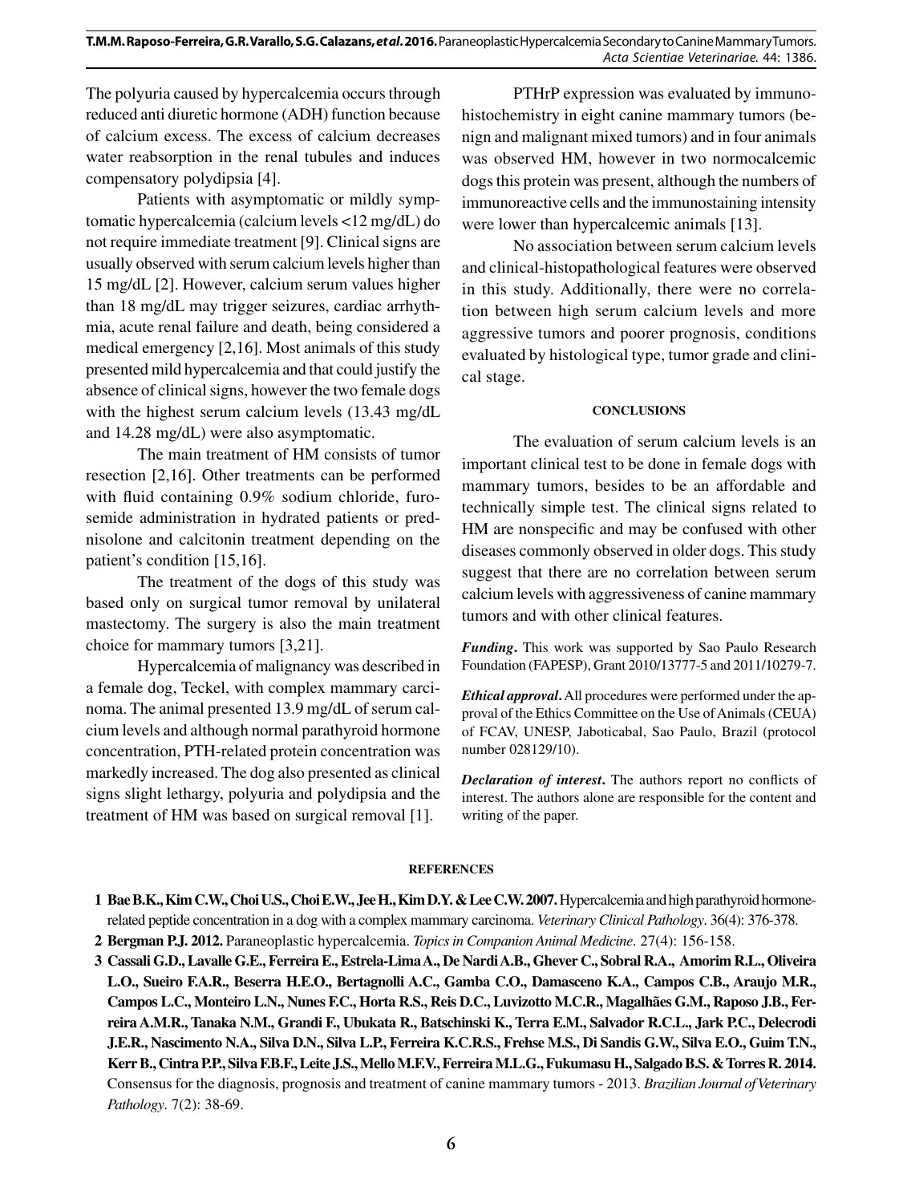The polyuria caused by hypercalcemia occurs through reduced anti diuretic hormone (ADH) function because of calcium excess. The excess of calcium decreases water reabsorption in the renal tubules and induces compensatory polydipsia [4].

Patients with asymptomatic or mildly symptomatic hypercalcemia (calcium levels <12 mg/dL) do not require immediate treatment [9]. Clinical signs are usually observed with serum calcium levels higher than 15 mg/dL [2]. However, calcium serum values higher than 18 mg/dL may trigger seizures, cardiac arrhythmia, acute renal failure and death, being considered a medical emergency [2,16]. Most animals of this study presented mild hypercalcemia and that could justify the absence of clinical signs, however the two female dogs with the highest serum calcium levels (13.43 mg/dL and 14.28 mg/dL) were also asymptomatic.

The main treatment of HM consists of tumor resection [2,16]. Other treatments can be performed with fluid containing 0.9% sodium chloride, furosemide administration in hydrated patients or prednisolone and calcitonin treatment depending on the patient's condition [15,16].

The treatment of the dogs of this study was based only on surgical tumor removal by unilateral mastectomy. The surgery is also the main treatment choice for mammary tumors [3,21].

Hypercalcemia of malignancy was described in a female dog, Teckel, with complex mammary carcinoma. The animal presented 13.9 mg/dL of serum calcium levels and although normal parathyroid hormone concentration, PTH-related protein concentration was markedly increased. The dog also presented as clinical signs slight lethargy, polyuria and polydipsia and the treatment of HM was based on surgical removal [1].

PTHrP expression was evaluated by immunohistochemistry in eight canine mammary tumors (benign and malignant mixed tumors) and in four animals was observed HM, however in two normocalcemic dogs this protein was present, although the numbers of immunoreactive cells and the immunostaining intensity were lower than hypercalcemic animals [13].

No association between serum calcium levels and clinical-histopathological features were observed in this study. Additionally, there were no correlation between high serum calcium levels and more aggressive tumors and poorer prognosis, conditions evaluated by histological type, tumor grade and clinical stage.

## CONCLUSIONS

The evaluation of serum calcium levels is an important clinical test to be done in female dogs with mammary tumors, besides to be an affordable and technically simple test. The clinical signs related to HM are nonspecific and may be confused with other diseases commonly observed in older dogs. This study suggest that there are no correlation between serum calcium levels with aggressiveness of canine mammary tumors and with other clinical features.

***Funding***. This work was supported by Sao Paulo Research Foundation (FAPESP), Grant 2010/13777-5 and 2011/10279-7.

***Ethical approval***. All procedures were performed under the approval of the Ethics Committee on the Use of Animals (CEUA) of FCAV, UNESP, Jaboticabal, Sao Paulo, Brazil (protocol number 028129/10).

***Declaration of interest***. The authors report no conflicts of interest. The authors alone are responsible for the content and writing of the paper.

## REFERENCES

1 **Bae B.K., Kim C.W., Choi U.S., Choi E.W., Jee H., Kim D.Y. & Lee C.W. 2007.** Hypercalcemia and high parathyroid hormone-related peptide concentration in a dog with a complex mammary carcinoma. *Veterinary Clinical Pathology*. 36(4): 376-378.

2 **Bergman P.J. 2012.** Paraneoplastic hypercalcemia. *Topics in Companion Animal Medicine*. 27(4): 156-158.

3 **Cassali G.D., Lavalle G.E., Ferreira E., Estrela-Lima A., De Nardi A.B., Ghever C., Sobral R.A., Amorim R.L., Oliveira L.O., Sueiro F.A.R., Beserra H.E.O., Bertagnolli A.C., Gamba C.O., Damasceno K.A., Campos C.B., Araujo M.R., Campos L.C., Monteiro L.N., Nunes F.C., Horta R.S., Reis D.C., Luvizotto M.C.R., Magalhães G.M., Raposo J.B., Ferreira A.M.R., Tanaka N.M., Grandi F., Ubukata R., Batschinski K., Terra E.M., Salvador R.C.L., Jark P.C., Delecrodi J.E.R., Nascimento N.A., Silva D.N., Silva L.P., Ferreira K.C.R.S., Frehse M.S., Di Sandis G.W., Silva E.O., Guim T.N., Kerr B., Cintra P.P., Silva F.B.F., Leite J.S., Mello M.F.V., Ferreira M.L.G., Fukumasu H., Salgado B.S. & Torres R. 2014.** Consensus for the diagnosis, prognosis and treatment of canine mammary tumors - 2013. *Brazilian Journal of Veterinary Pathology*. 7(2): 38-69.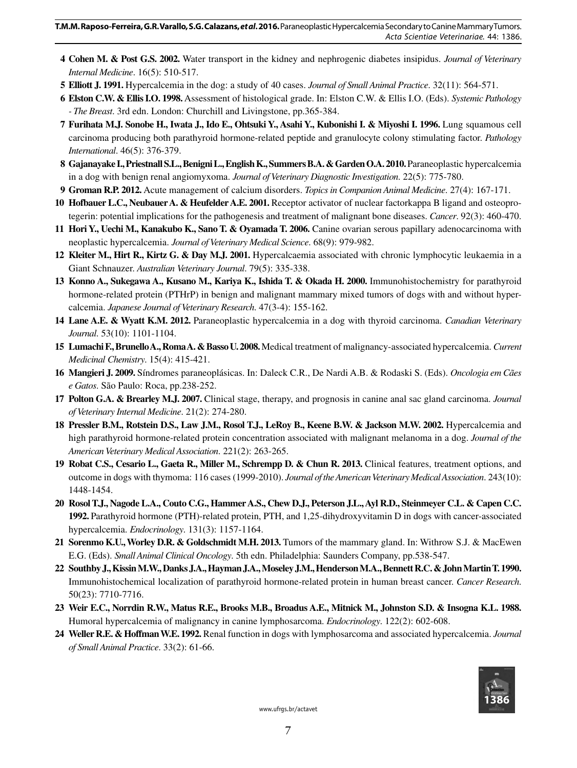**4** **Cohen M. & Post G.S. 2002.** Water transport in the kidney and nephrogenic diabetes insipidus. *Journal of Veterinary Internal Medicine*. 16(5): 510-517.

**5** **Elliott J. 1991.** Hypercalcemia in the dog: a study of 40 cases. *Journal of Small Animal Practice*. 32(11): 564-571.

**6** **Elston C.W. & Ellis I.O. 1998.** Assessment of histological grade. In: Elston C.W. & Ellis I.O. (Eds). *Systemic Pathology - The Breast*. 3rd edn. London: Churchill and Livingstone, pp.365-384.

**7** **Furihata M.J. Sonobe H., Iwata J., Ido E., Ohtsuki Y., Asahi Y., Kubonishi I. & Miyoshi I. 1996.** Lung squamous cell carcinoma producing both parathyroid hormone-related peptide and granulocyte colony stimulating factor. *Pathology International*. 46(5): 376-379.

**8** **Gajanayake I., Priestnall S.L., Benigni L., English K., Summers B.A. & Garden O.A. 2010.** Paraneoplastic hypercalcemia in a dog with benign renal angiomyxoma. *Journal of Veterinary Diagnostic Investigation*. 22(5): 775-780.

**9** **Groman R.P. 2012.** Acute management of calcium disorders. *Topics in Companion Animal Medicine*. 27(4): 167-171.

**10** **Hofbauer L.C., Neubauer A. & Heufelder A.E. 2001.** Receptor activator of nuclear factorkappa B ligand and osteoprotegerin: potential implications for the pathogenesis and treatment of malignant bone diseases. *Cancer*. 92(3): 460-470.

**11** **Hori Y., Uechi M., Kanakubo K., Sano T. & Oyamada T. 2006.** Canine ovarian serous papillary adenocarcinoma with neoplastic hypercalcemia. *Journal of Veterinary Medical Science*. 68(9): 979-982.

**12** **Kleiter M., Hirt R., Kirtz G. & Day M.J. 2001.** Hypercalcaemia associated with chronic lymphocytic leukaemia in a Giant Schnauzer. *Australian Veterinary Journal*. 79(5): 335-338.

**13** **Konno A., Sukegawa A., Kusano M., Kariya K., Ishida T. & Okada H. 2000.** Immunohistochemistry for parathyroid hormone-related protein (PTHrP) in benign and malignant mammary mixed tumors of dogs with and without hypercalcemia. *Japanese Journal of Veterinary Research*. 47(3-4): 155-162.

**14** **Lane A.E. & Wyatt K.M. 2012.** Paraneoplastic hypercalcemia in a dog with thyroid carcinoma. *Canadian Veterinary Journal*. 53(10): 1101-1104.

**15** **Lumachi F., Brunello A., Roma A. & Basso U. 2008.** Medical treatment of malignancy-associated hypercalcemia. *Current Medicinal Chemistry*. 15(4): 415-421.

**16** **Mangieri J. 2009.** Síndromes paraneoplásicas. In: Daleck C.R., De Nardi A.B. & Rodaski S. (Eds). *Oncologia em Cães e Gatos*. São Paulo: Roca, pp.238-252.

**17** **Polton G.A. & Brearley M.J. 2007.** Clinical stage, therapy, and prognosis in canine anal sac gland carcinoma. *Journal of Veterinary Internal Medicine*. 21(2): 274-280.

**18** **Pressler B.M., Rotstein D.S., Law J.M., Rosol T.J., LeRoy B., Keene B.W. & Jackson M.W. 2002.** Hypercalcemia and high parathyroid hormone-related protein concentration associated with malignant melanoma in a dog. *Journal of the American Veterinary Medical Association*. 221(2): 263-265.

**19** **Robat C.S., Cesario L., Gaeta R., Miller M., Schrempp D. & Chun R. 2013.** Clinical features, treatment options, and outcome in dogs with thymoma: 116 cases (1999-2010). *Journal of the American Veterinary Medical Association*. 243(10): 1448-1454.

**20** **Rosol T.J., Nagode L.A., Couto C.G., Hammer A.S., Chew D.J., Peterson J.L., Ayl R.D., Steinmeyer C.L. & Capen C.C. 1992.** Parathyroid hormone (PTH)-related protein, PTH, and 1,25-dihydroxyvitamin D in dogs with cancer-associated hypercalcemia. *Endocrinology*. 131(3): 1157-1164.

**21** **Sorenmo K.U., Worley D.R. & Goldschmidt M.H. 2013.** Tumors of the mammary gland. In: Withrow S.J. & MacEwen E.G. (Eds). *Small Animal Clinical Oncology*. 5th edn. Philadelphia: Saunders Company, pp.538-547.

**22** **Southby J., Kissin M.W., Danks J.A., Hayman J.A., Moseley J.M., Henderson M.A., Bennett R.C. & John Martin T. 1990.** Immunohistochemical localization of parathyroid hormone-related protein in human breast cancer. *Cancer Research*. 50(23): 7710-7716.

**23** **Weir E.C., Norrdin R.W., Matus R.E., Brooks M.B., Broadus A.E., Mitnick M., Johnston S.D. & Insogna K.L. 1988.** Humoral hypercalcemia of malignancy in canine lymphosarcoma. *Endocrinology*. 122(2): 602-608.

**24** **Weller R.E. & Hoffman W.E. 1992.** Renal function in dogs with lymphosarcoma and associated hypercalcemia. *Journal of Small Animal Practice*. 33(2): 61-66.